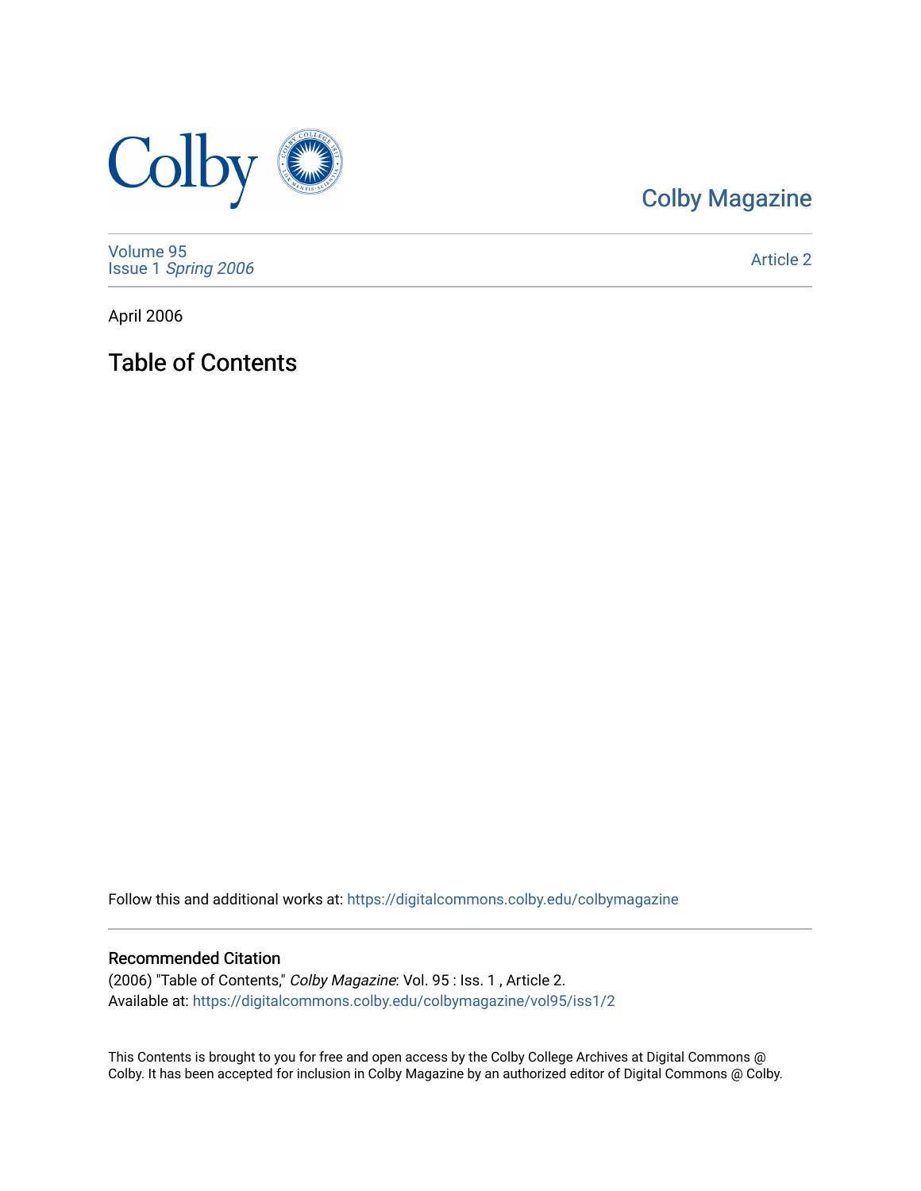Colby Magazine

Volume 95
Issue 1 *Spring 2006*

Article 2

April 2006

# Table of Contents

Follow this and additional works at: https://digitalcommons.colby.edu/colbymagazine

## Recommended Citation

(2006) "Table of Contents," *Colby Magazine*: Vol. 95 : Iss. 1 , Article 2.
Available at: https://digitalcommons.colby.edu/colbymagazine/vol95/iss1/2

This Contents is brought to you for free and open access by the Colby College Archives at Digital Commons @ Colby. It has been accepted for inclusion in Colby Magazine by an authorized editor of Digital Commons @ Colby.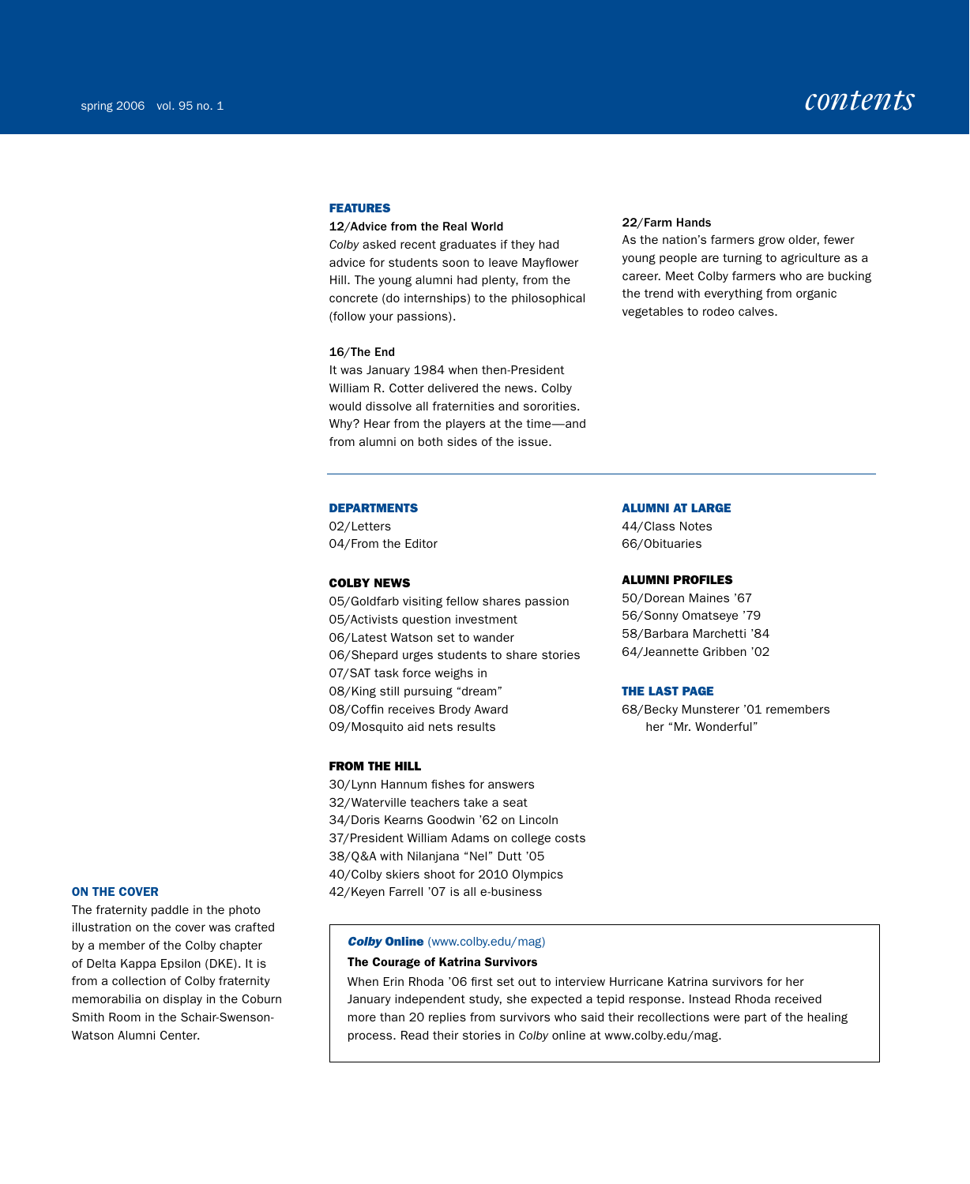spring 2006 vol. 95 no. 1

# contents

## FEATURES

**12/Advice from the Real World**
*Colby* asked recent graduates if they had advice for students soon to leave Mayflower Hill. The young alumni had plenty, from the concrete (do internships) to the philosophical (follow your passions).

**16/The End**
It was January 1984 when then-President William R. Cotter delivered the news. Colby would dissolve all fraternities and sororities. Why? Hear from the players at the time—and from alumni on both sides of the issue.

**22/Farm Hands**
As the nation's farmers grow older, fewer young people are turning to agriculture as a career. Meet Colby farmers who are bucking the trend with everything from organic vegetables to rodeo calves.

## DEPARTMENTS

02/Letters
04/From the Editor

### COLBY NEWS

05/Goldfarb visiting fellow shares passion
05/Activists question investment
06/Latest Watson set to wander
06/Shepard urges students to share stories
07/SAT task force weighs in
08/King still pursuing "dream"
08/Coffin receives Brody Award
09/Mosquito aid nets results

### FROM THE HILL

30/Lynn Hannum fishes for answers
32/Waterville teachers take a seat
34/Doris Kearns Goodwin '62 on Lincoln
37/President William Adams on college costs
38/Q&A with Nilanjana "Nel" Dutt '05
40/Colby skiers shoot for 2010 Olympics
42/Keyen Farrell '07 is all e-business

## ALUMNI AT LARGE

44/Class Notes
66/Obituaries

### ALUMNI PROFILES

50/Dorean Maines '67
56/Sonny Omatseye '79
58/Barbara Marchetti '84
64/Jeannette Gribben '02

## THE LAST PAGE

68/Becky Munsterer '01 remembers her "Mr. Wonderful"

## ON THE COVER

The fraternity paddle in the photo illustration on the cover was crafted by a member of the Colby chapter of Delta Kappa Epsilon (DKE). It is from a collection of Colby fraternity memorabilia on display in the Coburn Smith Room in the Schair-Swenson-Watson Alumni Center.

***Colby* Online** (www.colby.edu/mag)

**The Courage of Katrina Survivors**
When Erin Rhoda '06 first set out to interview Hurricane Katrina survivors for her January independent study, she expected a tepid response. Instead Rhoda received more than 20 replies from survivors who said their recollections were part of the healing process. Read their stories in *Colby* online at www.colby.edu/mag.